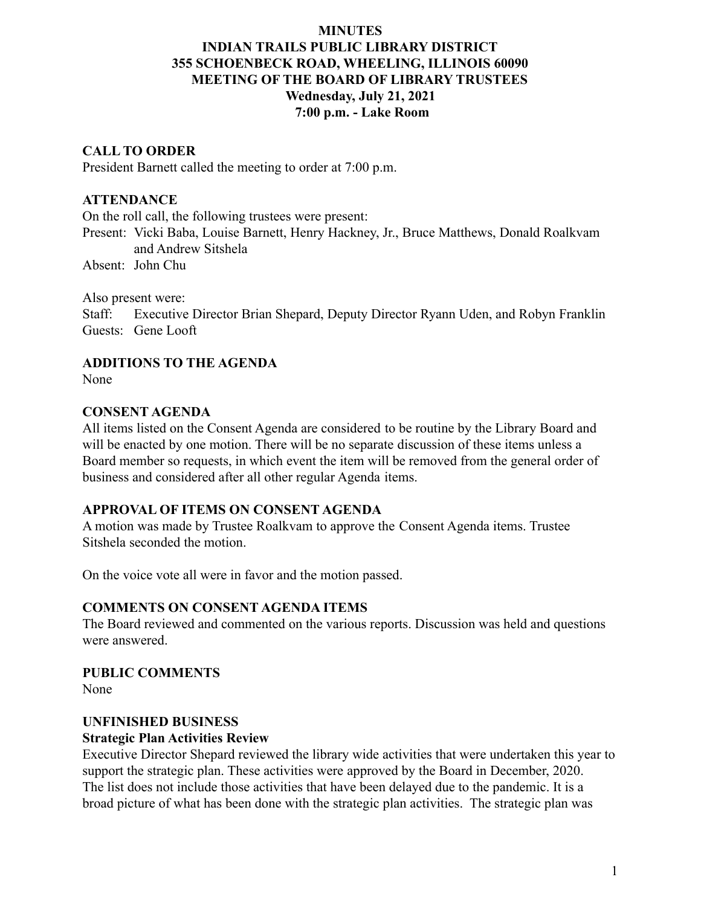# MINUTES
# INDIAN TRAILS PUBLIC LIBRARY DISTRICT
## 355 SCHOENBECK ROAD, WHEELING, ILLINOIS 60090
## MEETING OF THE BOARD OF LIBRARY TRUSTEES
### Wednesday, July 21, 2021
### 7:00 p.m. - Lake Room

**CALL TO ORDER**

President Barnett called the meeting to order at 7:00 p.m.

**ATTENDANCE**

On the roll call, the following trustees were present:

Present: Vicki Baba, Louise Barnett, Henry Hackney, Jr., Bruce Matthews, Donald Roalkvam and Andrew Sitshela

Absent: John Chu

Also present were:

Staff: Executive Director Brian Shepard, Deputy Director Ryann Uden, and Robyn Franklin

Guests: Gene Looft

**ADDITIONS TO THE AGENDA**

None

**CONSENT AGENDA**

All items listed on the Consent Agenda are considered to be routine by the Library Board and will be enacted by one motion. There will be no separate discussion of these items unless a Board member so requests, in which event the item will be removed from the general order of business and considered after all other regular Agenda items.

**APPROVAL OF ITEMS ON CONSENT AGENDA**

A motion was made by Trustee Roalkvam to approve the Consent Agenda items. Trustee Sitshela seconded the motion.

On the voice vote all were in favor and the motion passed.

**COMMENTS ON CONSENT AGENDA ITEMS**

The Board reviewed and commented on the various reports. Discussion was held and questions were answered.

**PUBLIC COMMENTS**

None

**UNFINISHED BUSINESS**

**Strategic Plan Activities Review**

Executive Director Shepard reviewed the library wide activities that were undertaken this year to support the strategic plan. These activities were approved by the Board in December, 2020. The list does not include those activities that have been delayed due to the pandemic. It is a broad picture of what has been done with the strategic plan activities. The strategic plan was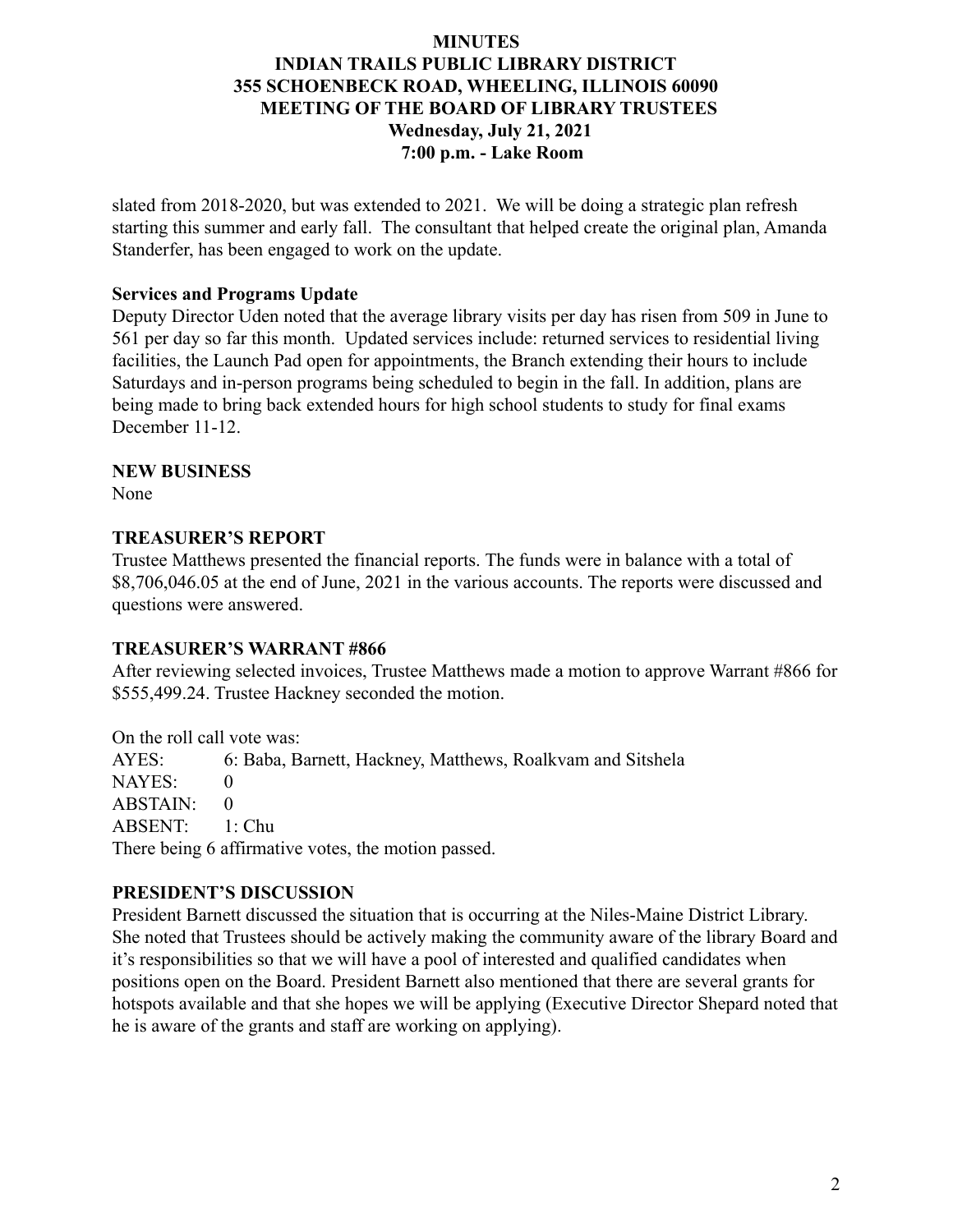slated from 2018-2020, but was extended to 2021. We will be doing a strategic plan refresh starting this summer and early fall. The consultant that helped create the original plan, Amanda Standerfer, has been engaged to work on the update.

**Services and Programs Update**

Deputy Director Uden noted that the average library visits per day has risen from 509 in June to 561 per day so far this month. Updated services include: returned services to residential living facilities, the Launch Pad open for appointments, the Branch extending their hours to include Saturdays and in-person programs being scheduled to begin in the fall. In addition, plans are being made to bring back extended hours for high school students to study for final exams December 11-12.

**NEW BUSINESS**

None

**TREASURER'S REPORT**

Trustee Matthews presented the financial reports. The funds were in balance with a total of $8,706,046.05 at the end of June, 2021 in the various accounts. The reports were discussed and questions were answered.

**TREASURER'S WARRANT #866**

After reviewing selected invoices, Trustee Matthews made a motion to approve Warrant #866 for $555,499.24. Trustee Hackney seconded the motion.

On the roll call vote was:
AYES: 6: Baba, Barnett, Hackney, Matthews, Roalkvam and Sitshela
NAYES: 0
ABSTAIN: 0
ABSENT: 1: Chu
There being 6 affirmative votes, the motion passed.

**PRESIDENT'S DISCUSSION**

President Barnett discussed the situation that is occurring at the Niles-Maine District Library. She noted that Trustees should be actively making the community aware of the library Board and it's responsibilities so that we will have a pool of interested and qualified candidates when positions open on the Board. President Barnett also mentioned that there are several grants for hotspots available and that she hopes we will be applying (Executive Director Shepard noted that he is aware of the grants and staff are working on applying).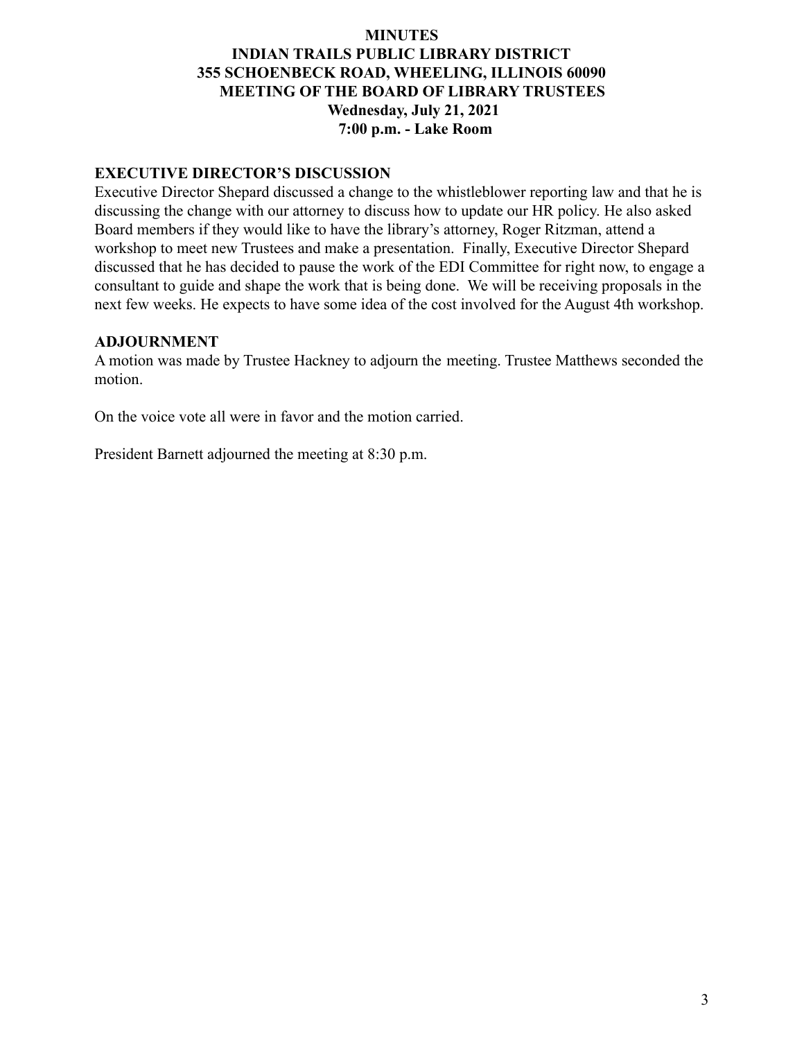**MINUTES**
**INDIAN TRAILS PUBLIC LIBRARY DISTRICT**
**355 SCHOENBECK ROAD, WHEELING, ILLINOIS 60090**
**MEETING OF THE BOARD OF LIBRARY TRUSTEES**
**Wednesday, July 21, 2021**
**7:00 p.m. - Lake Room**

## EXECUTIVE DIRECTOR'S DISCUSSION

Executive Director Shepard discussed a change to the whistleblower reporting law and that he is discussing the change with our attorney to discuss how to update our HR policy. He also asked Board members if they would like to have the library's attorney, Roger Ritzman, attend a workshop to meet new Trustees and make a presentation. Finally, Executive Director Shepard discussed that he has decided to pause the work of the EDI Committee for right now, to engage a consultant to guide and shape the work that is being done. We will be receiving proposals in the next few weeks. He expects to have some idea of the cost involved for the August 4th workshop.

## ADJOURNMENT

A motion was made by Trustee Hackney to adjourn the meeting. Trustee Matthews seconded the motion.

On the voice vote all were in favor and the motion carried.

President Barnett adjourned the meeting at 8:30 p.m.